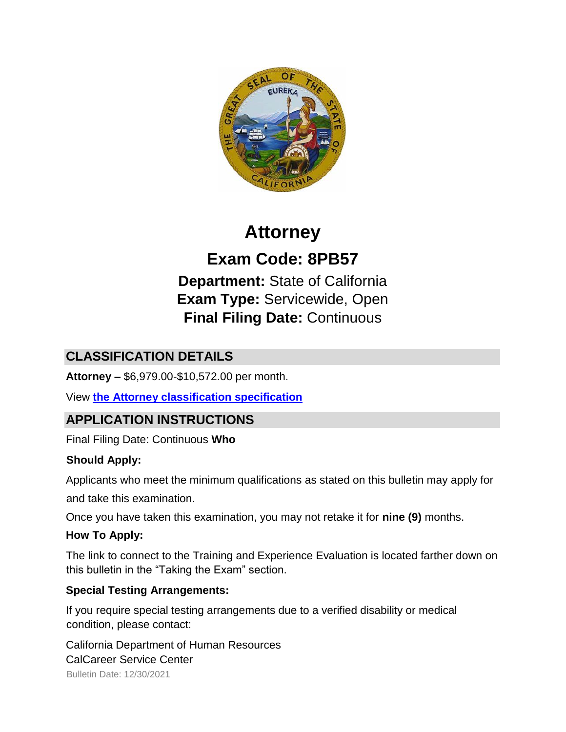# Attorney

## Exam Code: 8PB57

**Department:** State of California
**Exam Type:** Servicewide, Open
**Final Filing Date:** Continuous

## CLASSIFICATION DETAILS

**Attorney –** $6,979.00-$10,572.00 per month.

View **the Attorney classification specification**

## APPLICATION INSTRUCTIONS

Final Filing Date: Continuous

### Who Should Apply:

Applicants who meet the minimum qualifications as stated on this bulletin may apply for and take this examination.

Once you have taken this examination, you may not retake it for **nine (9)** months.

### How To Apply:

The link to connect to the Training and Experience Evaluation is located farther down on this bulletin in the "Taking the Exam" section.

### Special Testing Arrangements:

If you require special testing arrangements due to a verified disability or medical condition, please contact:

California Department of Human Resources
CalCareer Service Center

Bulletin Date: 12/30/2021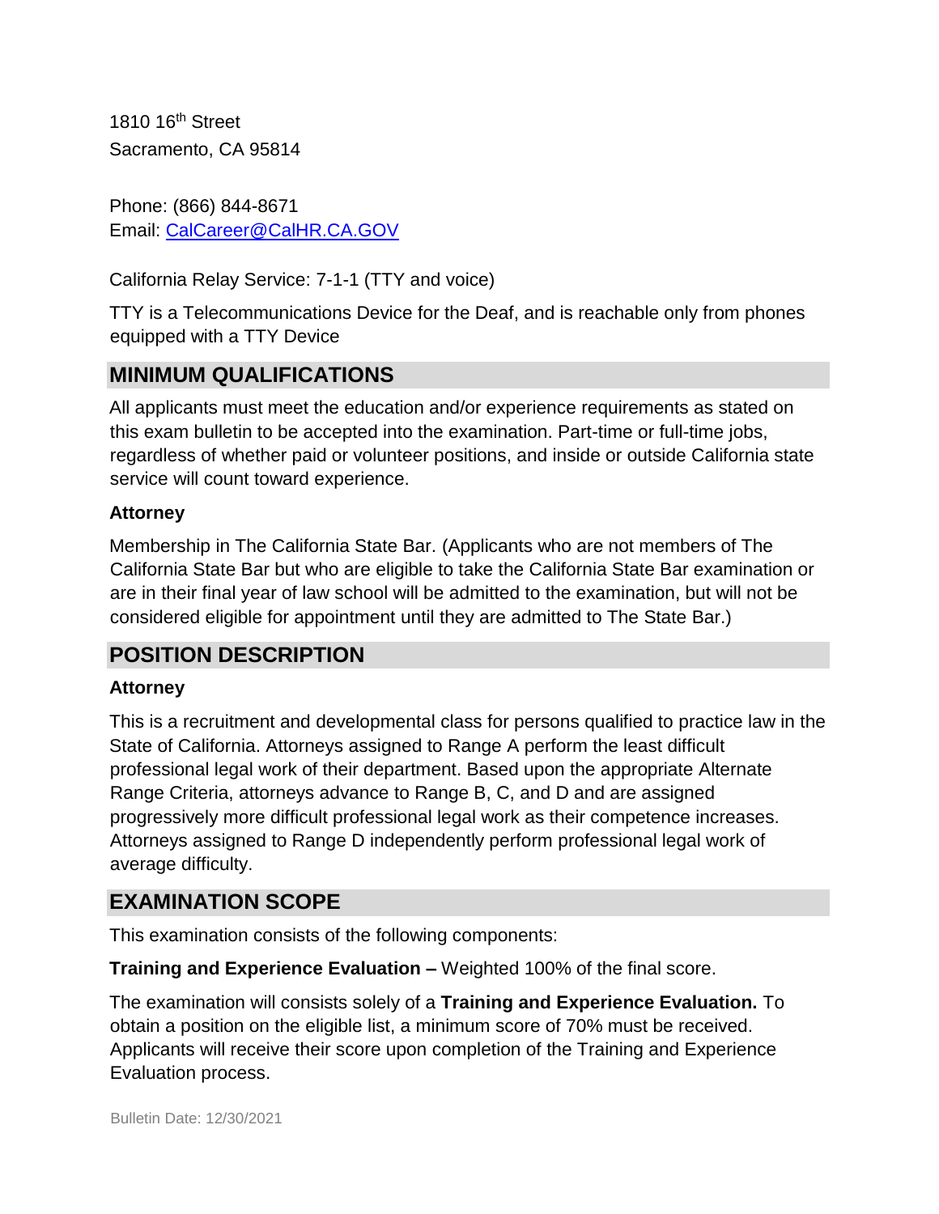1810 16th Street
Sacramento, CA 95814

Phone: (866) 844-8671
Email: CalCareer@CalHR.CA.GOV

California Relay Service: 7-1-1 (TTY and voice)

TTY is a Telecommunications Device for the Deaf, and is reachable only from phones equipped with a TTY Device

## MINIMUM QUALIFICATIONS

All applicants must meet the education and/or experience requirements as stated on this exam bulletin to be accepted into the examination. Part-time or full-time jobs, regardless of whether paid or volunteer positions, and inside or outside California state service will count toward experience.

**Attorney**

Membership in The California State Bar. (Applicants who are not members of The California State Bar but who are eligible to take the California State Bar examination or are in their final year of law school will be admitted to the examination, but will not be considered eligible for appointment until they are admitted to The State Bar.)

## POSITION DESCRIPTION

**Attorney**

This is a recruitment and developmental class for persons qualified to practice law in the State of California. Attorneys assigned to Range A perform the least difficult professional legal work of their department. Based upon the appropriate Alternate Range Criteria, attorneys advance to Range B, C, and D and are assigned progressively more difficult professional legal work as their competence increases. Attorneys assigned to Range D independently perform professional legal work of average difficulty.

## EXAMINATION SCOPE

This examination consists of the following components:

**Training and Experience Evaluation –** Weighted 100% of the final score.

The examination will consists solely of a **Training and Experience Evaluation.** To obtain a position on the eligible list, a minimum score of 70% must be received. Applicants will receive their score upon completion of the Training and Experience Evaluation process.

Bulletin Date: 12/30/2021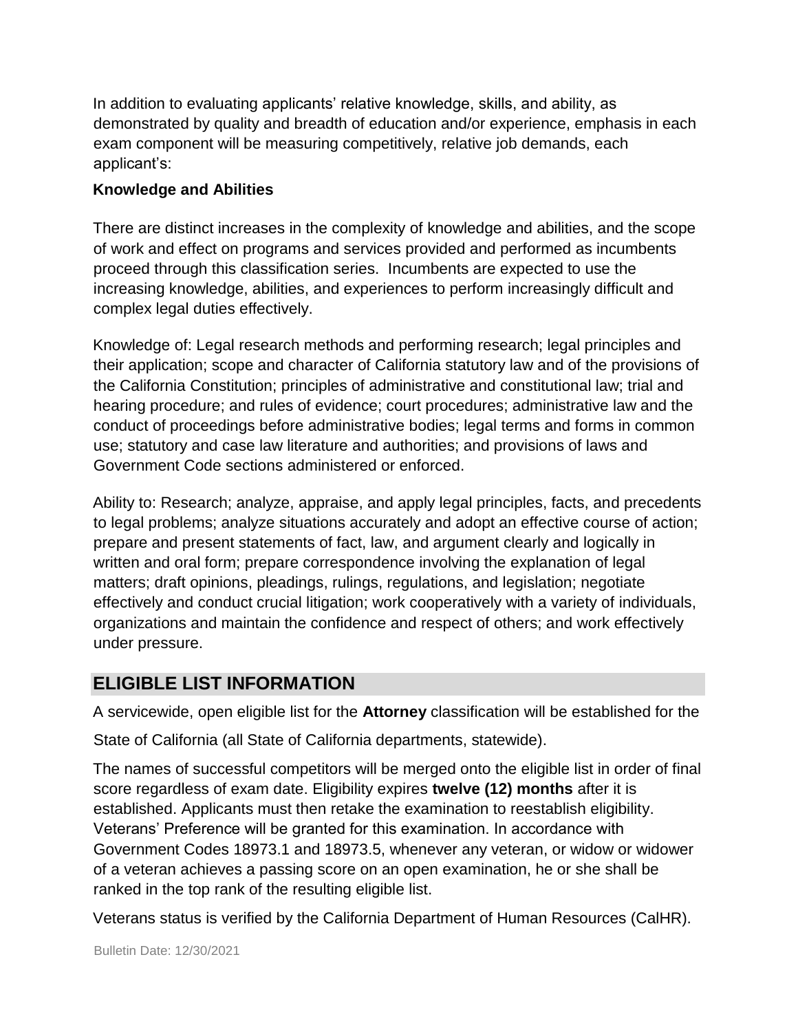In addition to evaluating applicants' relative knowledge, skills, and ability, as demonstrated by quality and breadth of education and/or experience, emphasis in each exam component will be measuring competitively, relative job demands, each applicant's:

**Knowledge and Abilities**

There are distinct increases in the complexity of knowledge and abilities, and the scope of work and effect on programs and services provided and performed as incumbents proceed through this classification series. Incumbents are expected to use the increasing knowledge, abilities, and experiences to perform increasingly difficult and complex legal duties effectively.

Knowledge of: Legal research methods and performing research; legal principles and their application; scope and character of California statutory law and of the provisions of the California Constitution; principles of administrative and constitutional law; trial and hearing procedure; and rules of evidence; court procedures; administrative law and the conduct of proceedings before administrative bodies; legal terms and forms in common use; statutory and case law literature and authorities; and provisions of laws and Government Code sections administered or enforced.

Ability to: Research; analyze, appraise, and apply legal principles, facts, and precedents to legal problems; analyze situations accurately and adopt an effective course of action; prepare and present statements of fact, law, and argument clearly and logically in written and oral form; prepare correspondence involving the explanation of legal matters; draft opinions, pleadings, rulings, regulations, and legislation; negotiate effectively and conduct crucial litigation; work cooperatively with a variety of individuals, organizations and maintain the confidence and respect of others; and work effectively under pressure.

## ELIGIBLE LIST INFORMATION

A servicewide, open eligible list for the **Attorney** classification will be established for the State of California (all State of California departments, statewide).

The names of successful competitors will be merged onto the eligible list in order of final score regardless of exam date. Eligibility expires **twelve (12) months** after it is established. Applicants must then retake the examination to reestablish eligibility. Veterans' Preference will be granted for this examination. In accordance with Government Codes 18973.1 and 18973.5, whenever any veteran, or widow or widower of a veteran achieves a passing score on an open examination, he or she shall be ranked in the top rank of the resulting eligible list.

Veterans status is verified by the California Department of Human Resources (CalHR).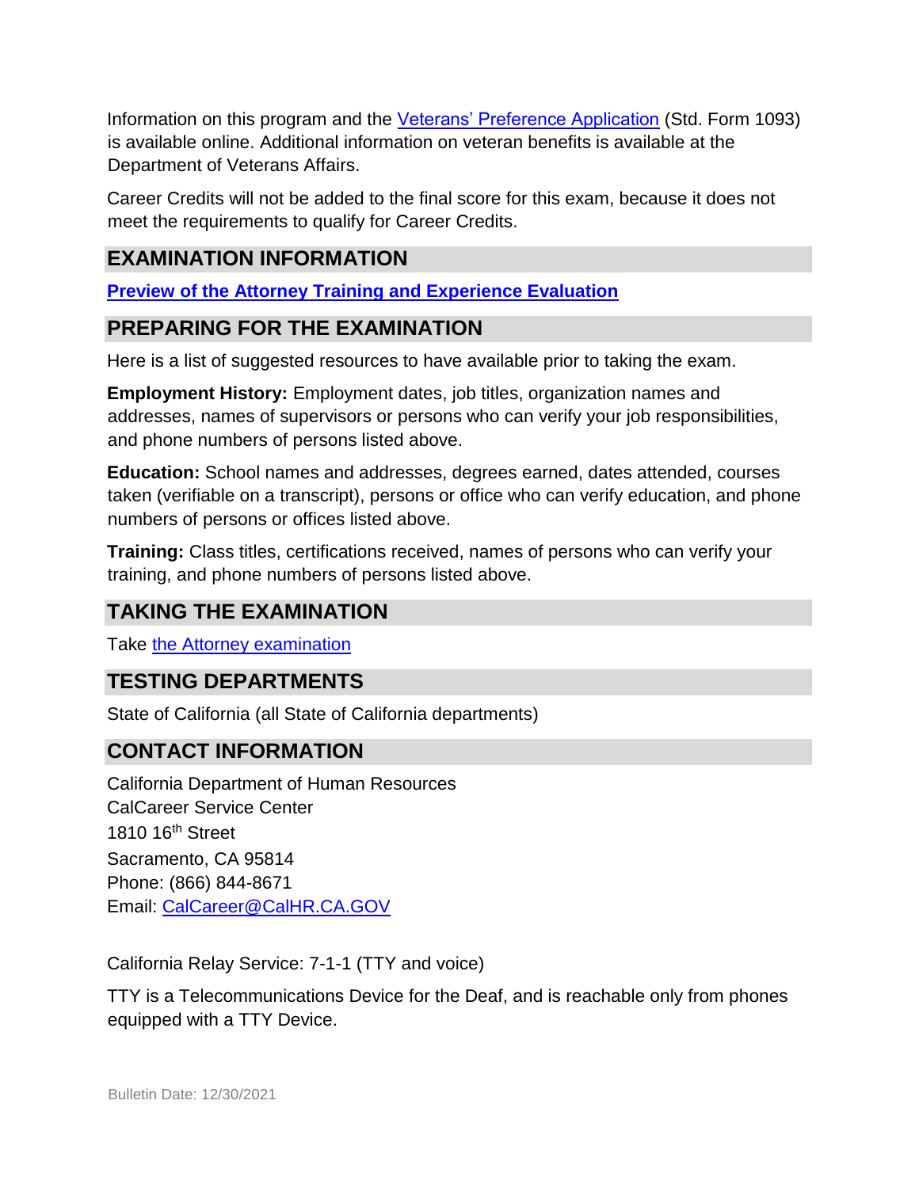Information on this program and the [Veterans' Preference Application] (Std. Form 1093) is available online. Additional information on veteran benefits is available at the Department of Veterans Affairs.

Career Credits will not be added to the final score for this exam, because it does not meet the requirements to qualify for Career Credits.

## EXAMINATION INFORMATION

**Preview of the Attorney Training and Experience Evaluation**

## PREPARING FOR THE EXAMINATION

Here is a list of suggested resources to have available prior to taking the exam.

**Employment History:** Employment dates, job titles, organization names and addresses, names of supervisors or persons who can verify your job responsibilities, and phone numbers of persons listed above.

**Education:** School names and addresses, degrees earned, dates attended, courses taken (verifiable on a transcript), persons or office who can verify education, and phone numbers of persons or offices listed above.

**Training:** Class titles, certifications received, names of persons who can verify your training, and phone numbers of persons listed above.

## TAKING THE EXAMINATION

Take the Attorney examination

## TESTING DEPARTMENTS

State of California (all State of California departments)

## CONTACT INFORMATION

California Department of Human Resources
CalCareer Service Center
1810 16th Street
Sacramento, CA 95814
Phone: (866) 844-8671
Email: CalCareer@CalHR.CA.GOV

California Relay Service: 7-1-1 (TTY and voice)

TTY is a Telecommunications Device for the Deaf, and is reachable only from phones equipped with a TTY Device.

Bulletin Date: 12/30/2021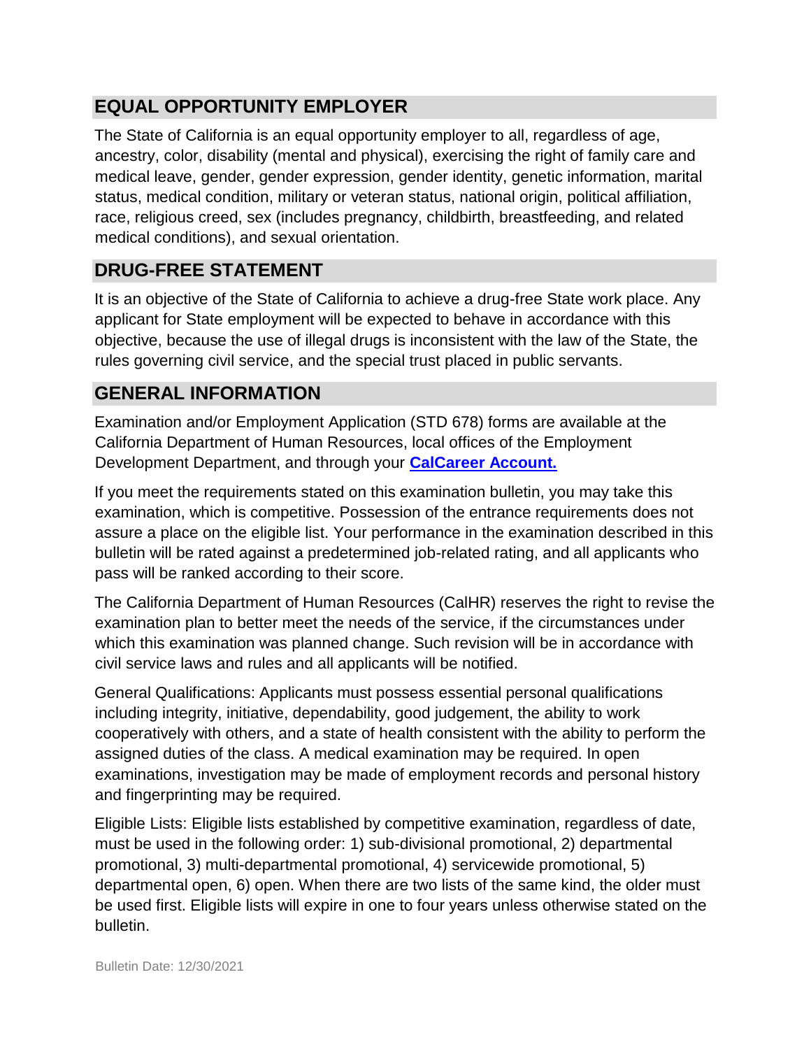## EQUAL OPPORTUNITY EMPLOYER

The State of California is an equal opportunity employer to all, regardless of age, ancestry, color, disability (mental and physical), exercising the right of family care and medical leave, gender, gender expression, gender identity, genetic information, marital status, medical condition, military or veteran status, national origin, political affiliation, race, religious creed, sex (includes pregnancy, childbirth, breastfeeding, and related medical conditions), and sexual orientation.

## DRUG-FREE STATEMENT

It is an objective of the State of California to achieve a drug-free State work place. Any applicant for State employment will be expected to behave in accordance with this objective, because the use of illegal drugs is inconsistent with the law of the State, the rules governing civil service, and the special trust placed in public servants.

## GENERAL INFORMATION

Examination and/or Employment Application (STD 678) forms are available at the California Department of Human Resources, local offices of the Employment Development Department, and through your **CalCareer Account.**

If you meet the requirements stated on this examination bulletin, you may take this examination, which is competitive. Possession of the entrance requirements does not assure a place on the eligible list. Your performance in the examination described in this bulletin will be rated against a predetermined job-related rating, and all applicants who pass will be ranked according to their score.

The California Department of Human Resources (CalHR) reserves the right to revise the examination plan to better meet the needs of the service, if the circumstances under which this examination was planned change. Such revision will be in accordance with civil service laws and rules and all applicants will be notified.

General Qualifications: Applicants must possess essential personal qualifications including integrity, initiative, dependability, good judgement, the ability to work cooperatively with others, and a state of health consistent with the ability to perform the assigned duties of the class. A medical examination may be required. In open examinations, investigation may be made of employment records and personal history and fingerprinting may be required.

Eligible Lists: Eligible lists established by competitive examination, regardless of date, must be used in the following order: 1) sub-divisional promotional, 2) departmental promotional, 3) multi-departmental promotional, 4) servicewide promotional, 5) departmental open, 6) open. When there are two lists of the same kind, the older must be used first. Eligible lists will expire in one to four years unless otherwise stated on the bulletin.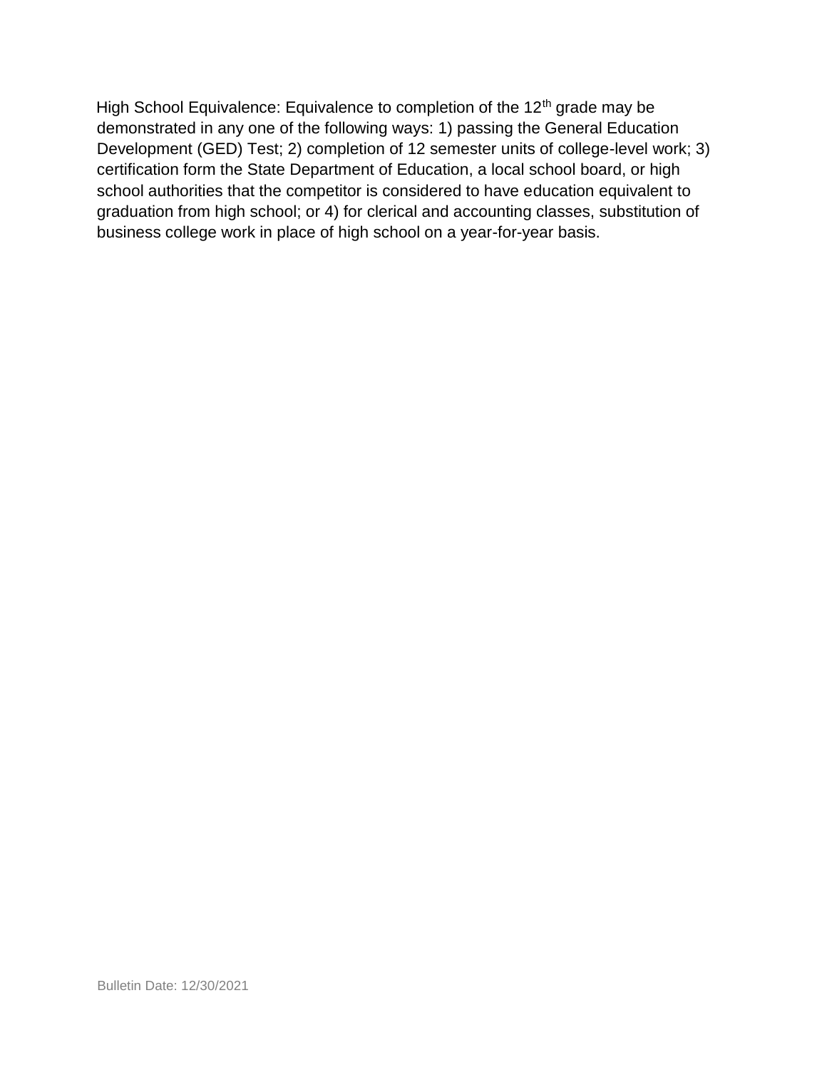High School Equivalence: Equivalence to completion of the 12th grade may be demonstrated in any one of the following ways: 1) passing the General Education Development (GED) Test; 2) completion of 12 semester units of college-level work; 3) certification form the State Department of Education, a local school board, or high school authorities that the competitor is considered to have education equivalent to graduation from high school; or 4) for clerical and accounting classes, substitution of business college work in place of high school on a year-for-year basis.